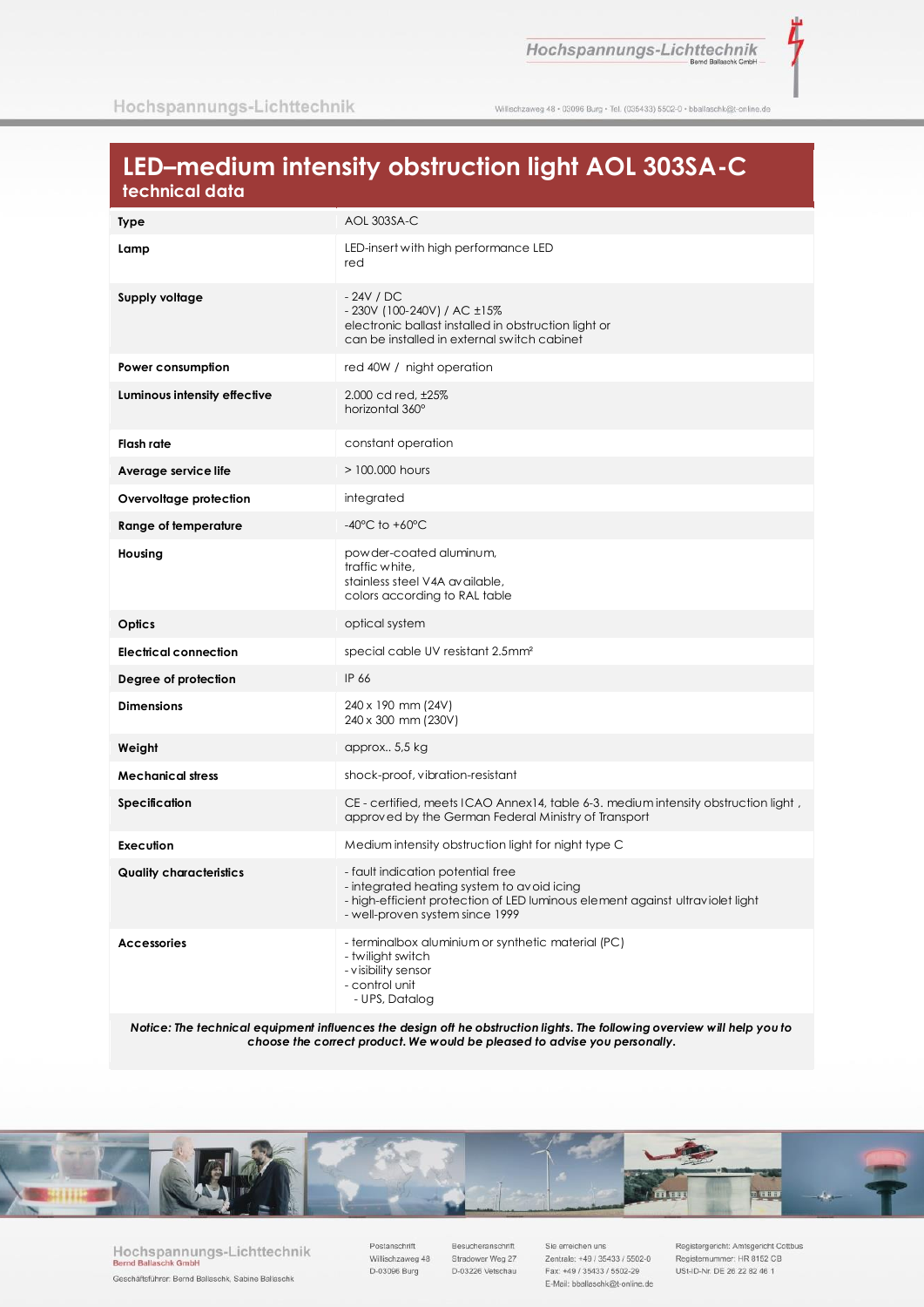# LED–medium intensity obstruction light AOL 303SA-C

## technical data

| | |
|---|---|
| **Type** | AOL 303SA-C |
| **Lamp** | LED-insert with high performance LED<br>red |
| **Supply voltage** | - 24V / DC<br>- 230V (100-240V) / AC ±15%<br>electronic ballast installed in obstruction light or<br>can be installed in external switch cabinet |
| **Power consumption** | red 40W / night operation |
| **Luminous intensity effective** | 2.000 cd red, ±25%<br>horizontal 360° |
| **Flash rate** | constant operation |
| **Average service life** | > 100.000 hours |
| **Overvoltage protection** | integrated |
| **Range of temperature** | -40°C to +60°C |
| **Housing** | powder-coated aluminum,<br>traffic white,<br>stainless steel V4A available,<br>colors according to RAL table |
| **Optics** | optical system |
| **Electrical connection** | special cable UV resistant 2.5mm² |
| **Degree of protection** | IP 66 |
| **Dimensions** | 240 x 190 mm (24V)<br>240 x 300 mm (230V) |
| **Weight** | approx.. 5,5 kg |
| **Mechanical stress** | shock-proof, vibration-resistant |
| **Specification** | CE - certified, meets ICAO Annex14, table 6-3. medium intensity obstruction light , approved by the German Federal Ministry of Transport |
| **Execution** | Medium intensity obstruction light for night type C |
| **Quality characteristics** | - fault indication potential free<br>- integrated heating system to avoid icing<br>- high-efficient protection of LED luminous element against ultraviolet light<br>- well-proven system since 1999 |
| **Accessories** | - terminalbox aluminium or synthetic material (PC)<br>- twilight switch<br>- visibility sensor<br>- control unit<br>- UPS, Datalog |

***Notice: The technical equipment influences the design oft he obstruction lights. The following overview will help you to choose the correct product. We would be pleased to advise you personally.***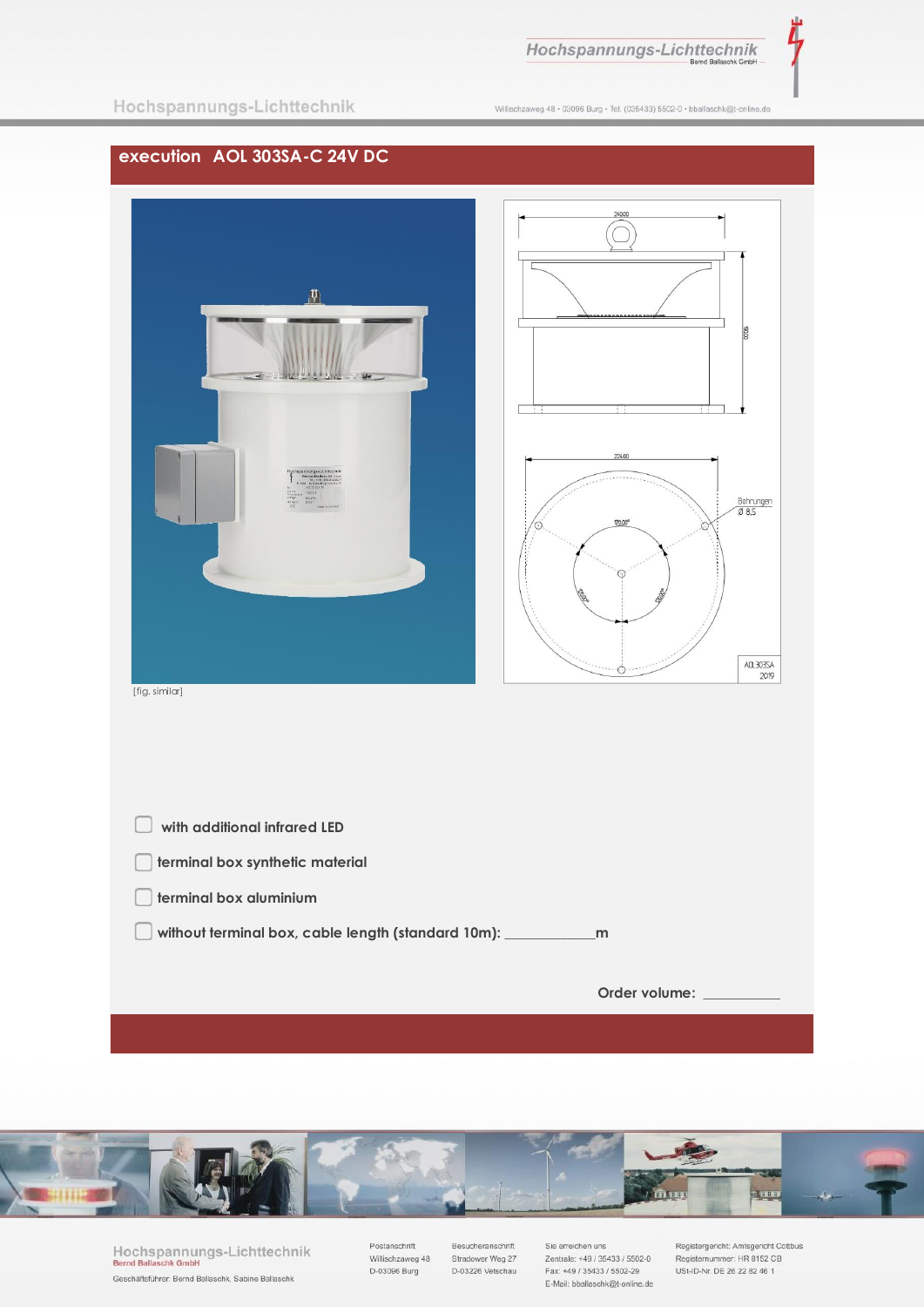## execution AOL 303SA-C 24V DC

[fig. similar]

- [ ] with additional infrared LED
- [ ] terminal box synthetic material
- [ ] terminal box aluminium
- [ ] without terminal box, cable length (standard 10m): ___________m

Order volume: __________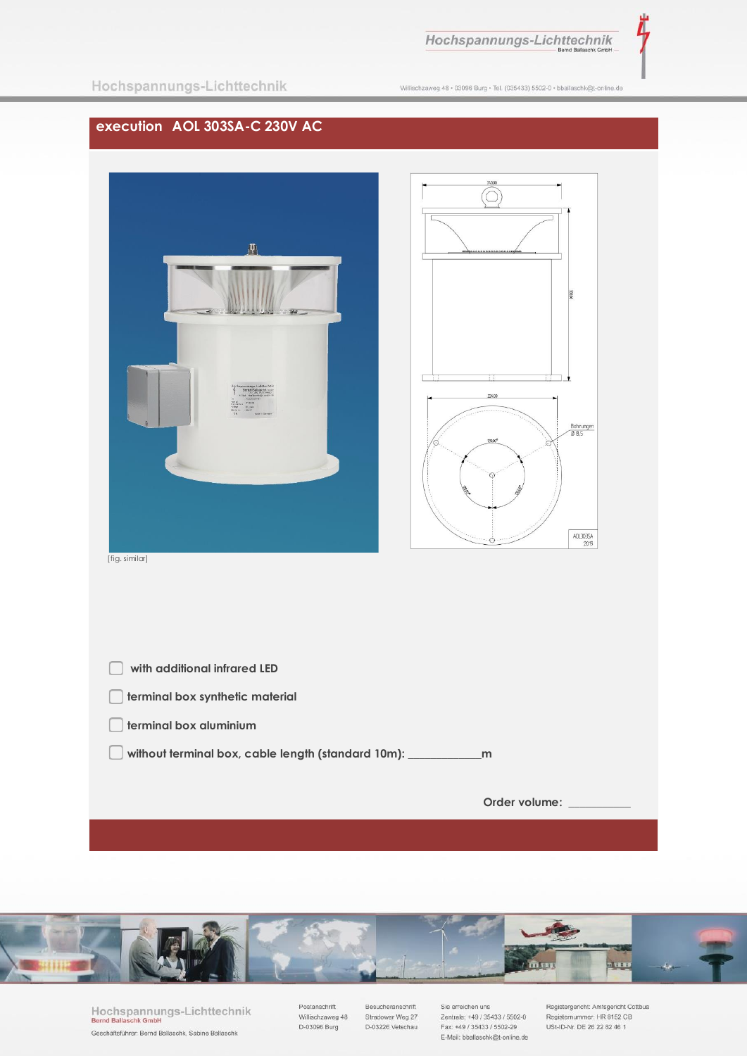## execution AOL 303SA-C 230V AC

[fig. similar]

- [ ] with additional infrared LED
- [ ] terminal box synthetic material
- [ ] terminal box aluminium
- [ ] without terminal box, cable length (standard 10m): ____________m

Order volume: ___________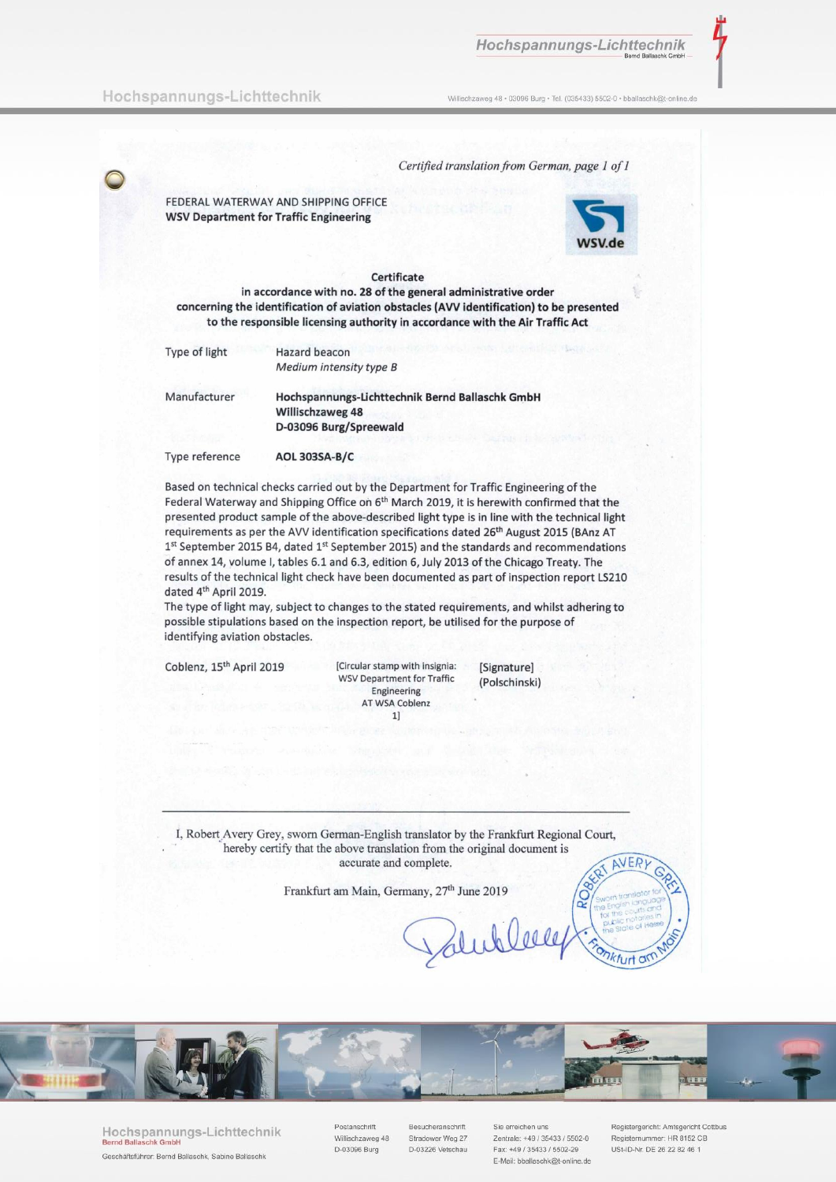*Certified translation from German, page 1 of 1*

FEDERAL WATERWAY AND SHIPPING OFFICE
**WSV Department for Traffic Engineering**

WSV.de

**Certificate**
**in accordance with no. 28 of the general administrative order concerning the identification of aviation obstacles (AVV identification) to be presented to the responsible licensing authority in accordance with the Air Traffic Act**

| | |
|---|---|
| Type of light | Hazard beacon<br>*Medium intensity type B* |
| Manufacturer | **Hochspannungs-Lichttechnik Bernd Ballaschk GmbH**<br>**Willischzaweg 48**<br>**D-03096 Burg/Spreewald** |
| Type reference | **AOL 303SA-B/C** |

Based on technical checks carried out by the Department for Traffic Engineering of the Federal Waterway and Shipping Office on 6th March 2019, it is herewith confirmed that the presented product sample of the above-described light type is in line with the technical light requirements as per the AVV identification specifications dated 26th August 2015 (BAnz AT 1st September 2015 B4, dated 1st September 2015) and the standards and recommendations of annex 14, volume I, tables 6.1 and 6.3, edition 6, July 2013 of the Chicago Treaty. The results of the technical light check have been documented as part of inspection report LS210 dated 4th April 2019.

The type of light may, subject to changes to the stated requirements, and whilst adhering to possible stipulations based on the inspection report, be utilised for the purpose of identifying aviation obstacles.

Coblenz, 15th April 2019 [Circular stamp with insignia: WSV Department for Traffic Engineering AT WSA Coblenz 1] [Signature] (Polschinski)

---

I, Robert Avery Grey, sworn German-English translator by the Frankfurt Regional Court, hereby certify that the above translation from the original document is accurate and complete.

Frankfurt am Main, Germany, 27th June 2019

ROBERT AVERY GREY – Sworn translator for the English language for the courts and public notaries in the State of Hesse – Frankfurt am Main